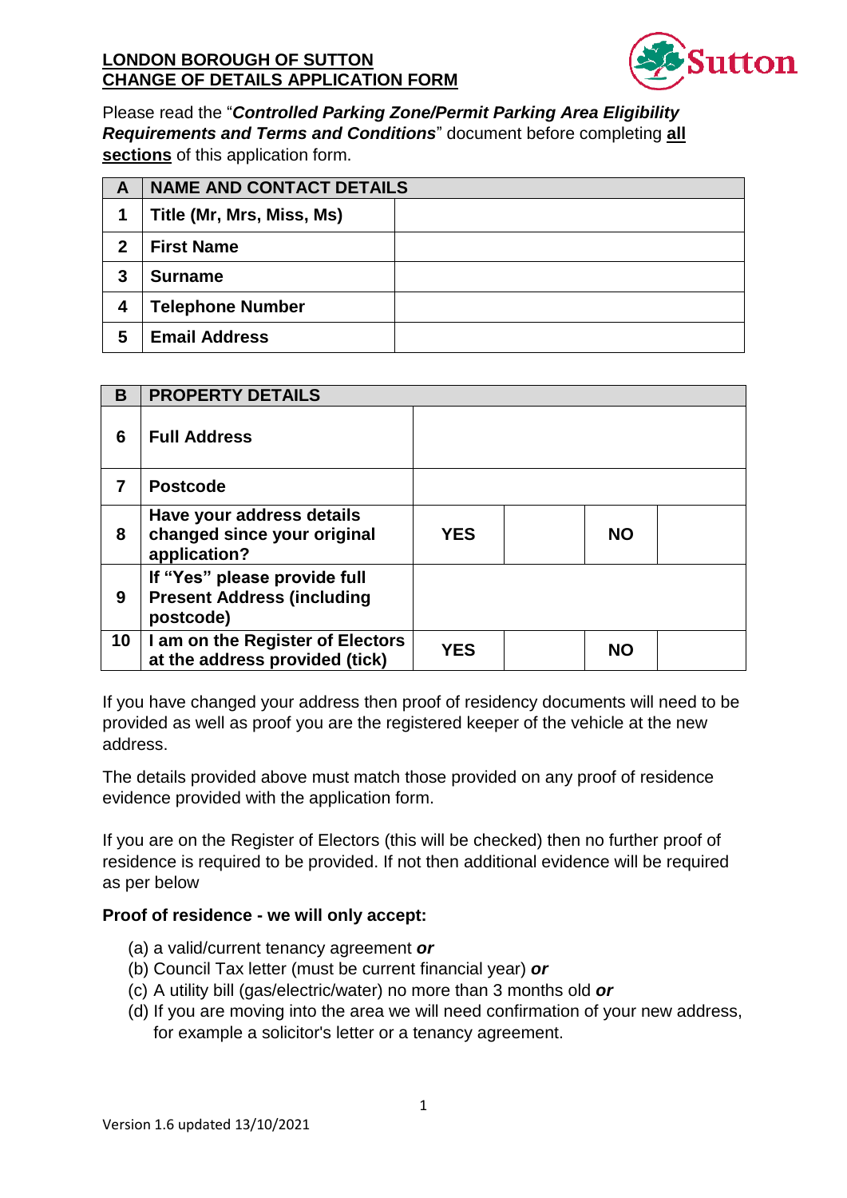**LONDON BOROUGH OF SUTTON**
**CHANGE OF DETAILS APPLICATION FORM**

Please read the "***Controlled Parking Zone/Permit Parking Area Eligibility Requirements and Terms and Conditions***" document before completing **all sections** of this application form.

| A | NAME AND CONTACT DETAILS | |
|---|---|---|
| 1 | **Title (Mr, Mrs, Miss, Ms)** | |
| 2 | **First Name** | |
| 3 | **Surname** | |
| 4 | **Telephone Number** | |
| 5 | **Email Address** | |

| B | PROPERTY DETAILS | | | | |
|---|---|---|---|---|---|
| 6 | **Full Address** | | | | |
| 7 | **Postcode** | | | | |
| 8 | **Have your address details changed since your original application?** | **YES** | | **NO** | |
| 9 | **If "Yes" please provide full Present Address (including postcode)** | | | | |
| 10 | **I am on the Register of Electors at the address provided (tick)** | **YES** | | **NO** | |

If you have changed your address then proof of residency documents will need to be provided as well as proof you are the registered keeper of the vehicle at the new address.

The details provided above must match those provided on any proof of residence evidence provided with the application form.

If you are on the Register of Electors (this will be checked) then no further proof of residence is required to be provided. If not then additional evidence will be required as per below

**Proof of residence - we will only accept:**

(a) a valid/current tenancy agreement ***or***
(b) Council Tax letter (must be current financial year) ***or***
(c) A utility bill (gas/electric/water) no more than 3 months old ***or***
(d) If you are moving into the area we will need confirmation of your new address, for example a solicitor's letter or a tenancy agreement.

Version 1.6 updated 13/10/2021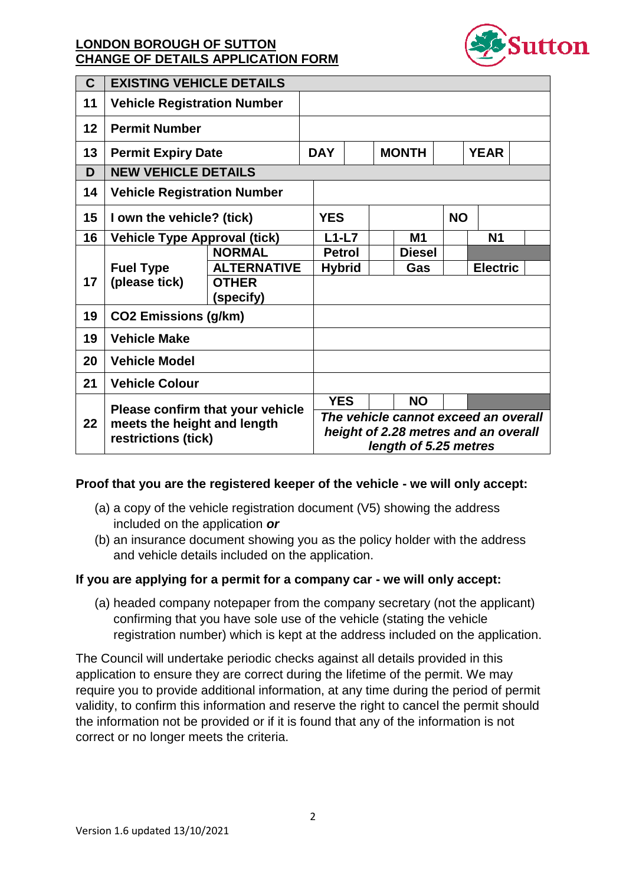**LONDON BOROUGH OF SUTTON**
**CHANGE OF DETAILS APPLICATION FORM**

| C | EXISTING VEHICLE DETAILS | | | | | | | |
|---|---|---|---|---|---|---|---|---|
| 11 | Vehicle Registration Number | | | | | | | |
| 12 | Permit Number | | | | | | | |
| 13 | Permit Expiry Date | DAY | | MONTH | | YEAR | | |
| **D** | **NEW VEHICLE DETAILS** | | | | | | | |
| 14 | Vehicle Registration Number | | | | | | | |
| 15 | I own the vehicle? (tick) | YES | | | NO | | | |
| 16 | Vehicle Type Approval (tick) | L1-L7 | | M1 | | N1 | | |
| 17 | Fuel Type (please tick) — NORMAL | Petrol | | Diesel | | | | |
| | ALTERNATIVE | Hybrid | | Gas | | Electric | | |
| | OTHER (specify) | | | | | | | |
| 19 | CO2 Emissions (g/km) | | | | | | | |
| 19 | Vehicle Make | | | | | | | |
| 20 | Vehicle Model | | | | | | | |
| 21 | Vehicle Colour | | | | | | | |
| 22 | Please confirm that your vehicle meets the height and length restrictions (tick) | YES | | NO | | | | |
| | | *The vehicle cannot exceed an overall height of 2.28 metres and an overall length of 5.25 metres* | | | | | | |

**Proof that you are the registered keeper of the vehicle - we will only accept:**

(a) a copy of the vehicle registration document (V5) showing the address included on the application ***or***

(b) an insurance document showing you as the policy holder with the address and vehicle details included on the application.

**If you are applying for a permit for a company car - we will only accept:**

(a) headed company notepaper from the company secretary (not the applicant) confirming that you have sole use of the vehicle (stating the vehicle registration number) which is kept at the address included on the application.

The Council will undertake periodic checks against all details provided in this application to ensure they are correct during the lifetime of the permit. We may require you to provide additional information, at any time during the period of permit validity, to confirm this information and reserve the right to cancel the permit should the information not be provided or if it is found that any of the information is not correct or no longer meets the criteria.

Version 1.6 updated 13/10/2021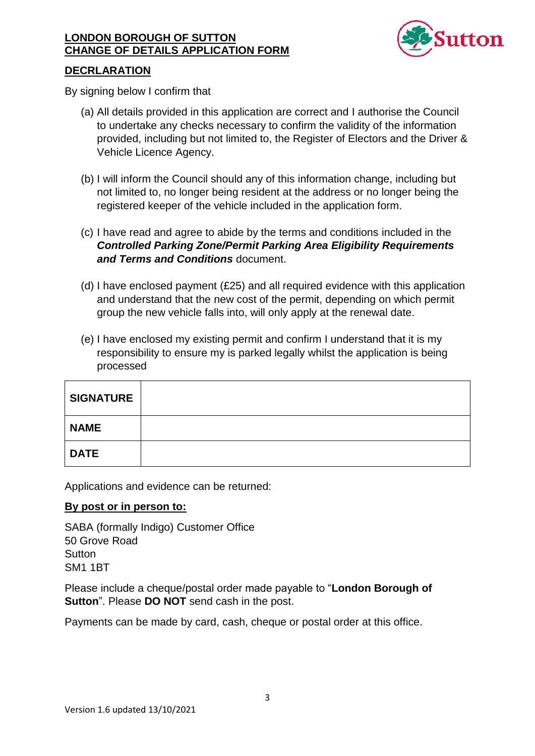**LONDON BOROUGH OF SUTTON**
**CHANGE OF DETAILS APPLICATION FORM**

## DECRLARATION

By signing below I confirm that

(a) All details provided in this application are correct and I authorise the Council to undertake any checks necessary to confirm the validity of the information provided, including but not limited to, the Register of Electors and the Driver & Vehicle Licence Agency.

(b) I will inform the Council should any of this information change, including but not limited to, no longer being resident at the address or no longer being the registered keeper of the vehicle included in the application form.

(c) I have read and agree to abide by the terms and conditions included in the ***Controlled Parking Zone/Permit Parking Area Eligibility Requirements and Terms and Conditions*** document.

(d) I have enclosed payment (£25) and all required evidence with this application and understand that the new cost of the permit, depending on which permit group the new vehicle falls into, will only apply at the renewal date.

(e) I have enclosed my existing permit and confirm I understand that it is my responsibility to ensure my is parked legally whilst the application is being processed

| **SIGNATURE** | |
|---|---|
| **NAME** | |
| **DATE** | |

Applications and evidence can be returned:

**By post or in person to:**

SABA (formally Indigo) Customer Office
50 Grove Road
Sutton
SM1 1BT

Please include a cheque/postal order made payable to "**London Borough of Sutton**". Please **DO NOT** send cash in the post.

Payments can be made by card, cash, cheque or postal order at this office.

Version 1.6 updated 13/10/2021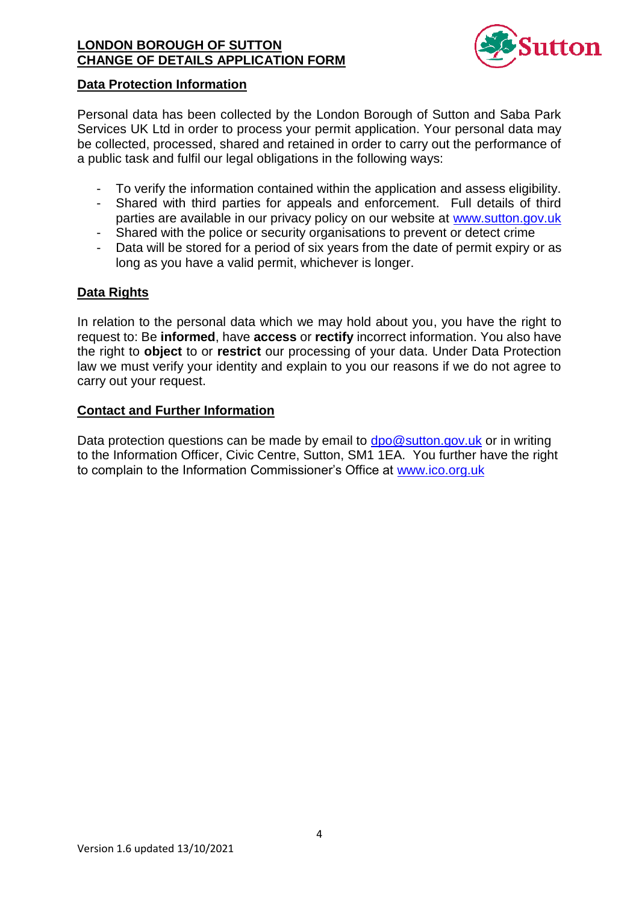**LONDON BOROUGH OF SUTTON**
**CHANGE OF DETAILS APPLICATION FORM**

## Data Protection Information

Personal data has been collected by the London Borough of Sutton and Saba Park Services UK Ltd in order to process your permit application. Your personal data may be collected, processed, shared and retained in order to carry out the performance of a public task and fulfil our legal obligations in the following ways:

- To verify the information contained within the application and assess eligibility.
- Shared with third parties for appeals and enforcement. Full details of third parties are available in our privacy policy on our website at www.sutton.gov.uk
- Shared with the police or security organisations to prevent or detect crime
- Data will be stored for a period of six years from the date of permit expiry or as long as you have a valid permit, whichever is longer.

## Data Rights

In relation to the personal data which we may hold about you, you have the right to request to: Be **informed**, have **access** or **rectify** incorrect information. You also have the right to **object** to or **restrict** our processing of your data. Under Data Protection law we must verify your identity and explain to you our reasons if we do not agree to carry out your request.

## Contact and Further Information

Data protection questions can be made by email to dpo@sutton.gov.uk or in writing to the Information Officer, Civic Centre, Sutton, SM1 1EA. You further have the right to complain to the Information Commissioner's Office at www.ico.org.uk

Version 1.6 updated 13/10/2021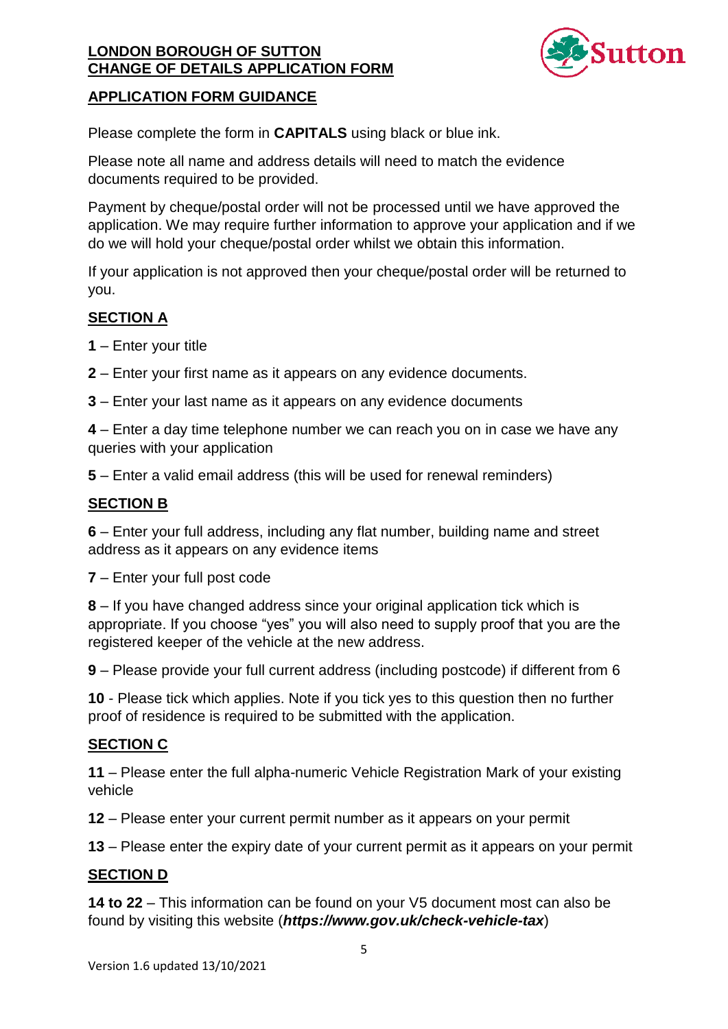**LONDON BOROUGH OF SUTTON**
**CHANGE OF DETAILS APPLICATION FORM**

## APPLICATION FORM GUIDANCE

Please complete the form in **CAPITALS** using black or blue ink.

Please note all name and address details will need to match the evidence documents required to be provided.

Payment by cheque/postal order will not be processed until we have approved the application. We may require further information to approve your application and if we do we will hold your cheque/postal order whilst we obtain this information.

If your application is not approved then your cheque/postal order will be returned to you.

### SECTION A

**1** – Enter your title

**2** – Enter your first name as it appears on any evidence documents.

**3** – Enter your last name as it appears on any evidence documents

**4** – Enter a day time telephone number we can reach you on in case we have any queries with your application

**5** – Enter a valid email address (this will be used for renewal reminders)

### SECTION B

**6** – Enter your full address, including any flat number, building name and street address as it appears on any evidence items

**7** – Enter your full post code

**8** – If you have changed address since your original application tick which is appropriate. If you choose "yes" you will also need to supply proof that you are the registered keeper of the vehicle at the new address.

**9** – Please provide your full current address (including postcode) if different from 6

**10** - Please tick which applies. Note if you tick yes to this question then no further proof of residence is required to be submitted with the application.

### SECTION C

**11** – Please enter the full alpha-numeric Vehicle Registration Mark of your existing vehicle

**12** – Please enter your current permit number as it appears on your permit

**13** – Please enter the expiry date of your current permit as it appears on your permit

### SECTION D

**14 to 22** – This information can be found on your V5 document most can also be found by visiting this website (***https://www.gov.uk/check-vehicle-tax***)

Version 1.6 updated 13/10/2021